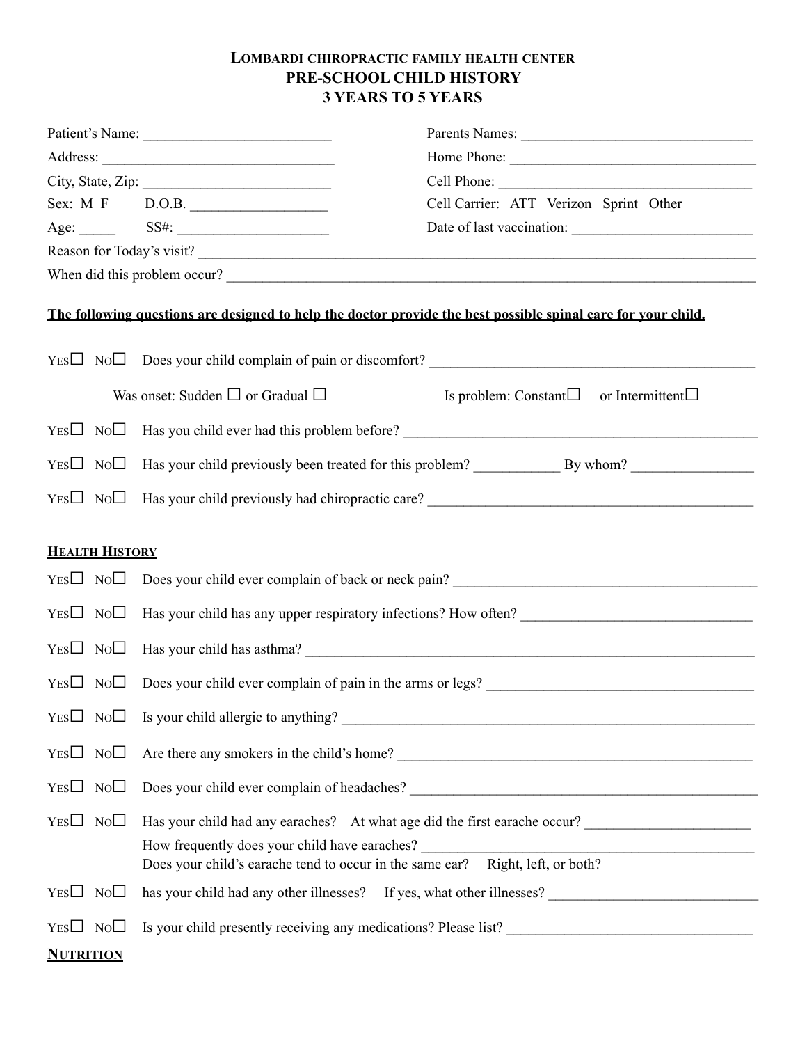# LOMBARDI CHIROPRACTIC FAMILY HEALTH CENTER
## PRE-SCHOOL CHILD HISTORY
## 3 YEARS TO 5 YEARS

Patient's Name: _________________________

Parents Names: _______________________________

Address: _______________________________

Home Phone: _________________________________

City, State, Zip: _________________________

Cell Phone: __________________________________

Sex: M F    D.O.B. __________________

Cell Carrier: ATT Verizon Sprint Other

Age: _____    SS#: ____________________

Date of last vaccination: _________________________

Reason for Today's visit? _______________________________________________________________________________

When did this problem occur? ____________________________________________________________________________

**The following questions are designed to help the doctor provide the best possible spinal care for your child.**

YES☐ NO☐ Does your child complain of pain or discomfort? ____________________________________________

Was onset: Sudden ☐ or Gradual ☐    Is problem: Constant☐ or Intermittent☐

YES☐ NO☐ Has you child ever had this problem before? ______________________________________________

YES☐ NO☐ Has your child previously been treated for this problem? ___________ By whom? ________________

YES☐ NO☐ Has your child previously had chiropractic care? ____________________________________________

## HEALTH HISTORY

YES☐ NO☐ Does your child ever complain of back or neck pain? ___________________________________________

YES☐ NO☐ Has your child has any upper respiratory infections? How often? _______________________________

YES☐ NO☐ Has your child has asthma? ____________________________________________________________

YES☐ NO☐ Does your child ever complain of pain in the arms or legs? ___________________________________

YES☐ NO☐ Is your child allergic to anything? _______________________________________________________

YES☐ NO☐ Are there any smokers in the child's home? _______________________________________________

YES☐ NO☐ Does your child ever complain of headaches? ______________________________________________

YES☐ NO☐ Has your child had any earaches? At what age did the first earache occur? ______________________

How frequently does your child have earaches? ____________________________________________
Does your child's earache tend to occur in the same ear? Right, left, or both?

YES☐ NO☐ has your child had any other illnesses? If yes, what other illnesses? ____________________________

YES☐ NO☐ Is your child presently receiving any medications? Please list? _________________________________

## NUTRITION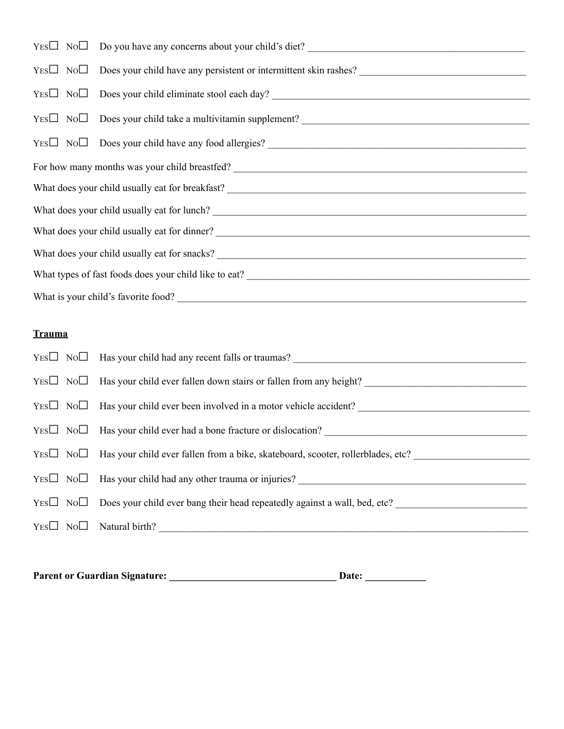YES☐ NO☐ Do you have any concerns about your child's diet? ___________________________________________

YES☐ NO☐ Does your child have any persistent or intermittent skin rashes? ________________________________

YES☐ NO☐ Does your child eliminate stool each day? __________________________________________________

YES☐ NO☐ Does your child take a multivitamin supplement? ____________________________________________

YES☐ NO☐ Does your child have any food allergies? __________________________________________________

For how many months was your child breastfed? ___________________________________________________________

What does your child usually eat for breakfast? ___________________________________________________________

What does your child usually eat for lunch? ______________________________________________________________

What does your child usually eat for dinner? ______________________________________________________________

What does your child usually eat for snacks? _____________________________________________________________

What types of fast foods does your child like to eat? ______________________________________________________

What is your child's favorite food? _____________________________________________________________________

**Trauma**

YES☐ NO☐ Has your child had any recent falls or traumas? ______________________________________________

YES☐ NO☐ Has your child ever fallen down stairs or fallen from any height? _______________________________

YES☐ NO☐ Has your child ever been involved in a motor vehicle accident? _________________________________

YES☐ NO☐ Has your child ever had a bone fracture or dislocation? _______________________________________

YES☐ NO☐ Has your child ever fallen from a bike, skateboard, scooter, rollerblades, etc? ______________________

YES☐ NO☐ Has your child had any other trauma or injuries? _____________________________________________

YES☐ NO☐ Does your child ever bang their head repeatedly against a wall, bed, etc? _________________________

YES☐ NO☐ Natural birth? _________________________________________________________________________

**Parent or Guardian Signature: _________________________________ Date: ____________**